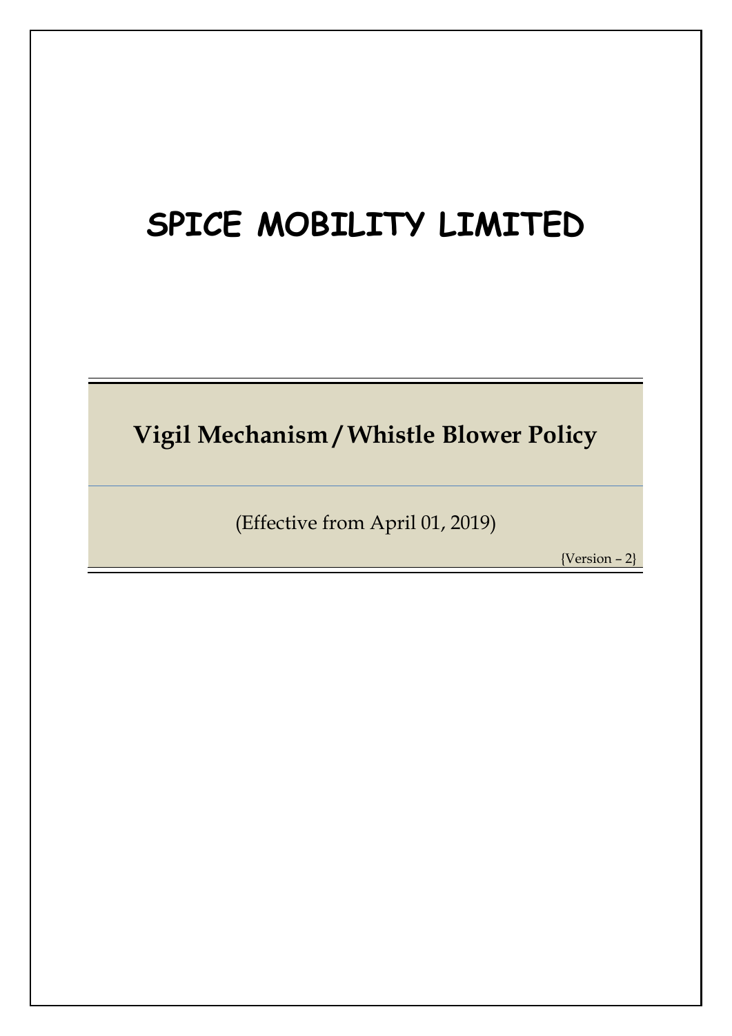# SPICE MOBILITY LIMITED

## Vigil Mechanism / Whistle Blower Policy

(Effective from April 01, 2019)

{Version – 2}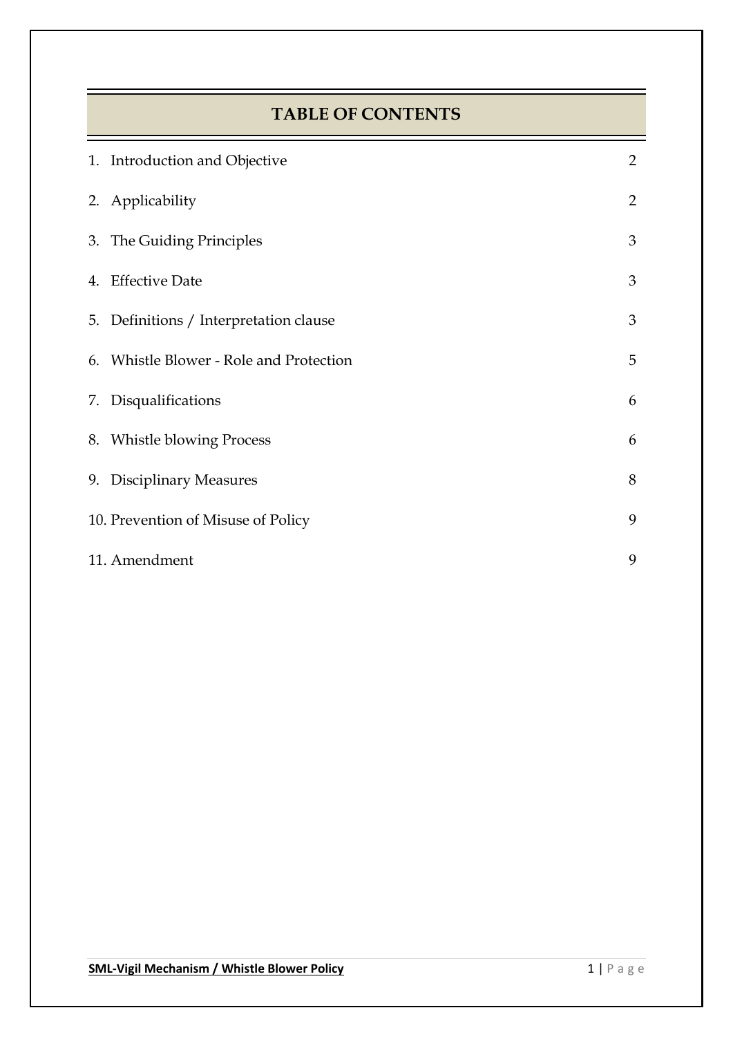# TABLE OF CONTENTS

| | |
|---|---|
| 1. Introduction and Objective | 2 |
| 2. Applicability | 2 |
| 3. The Guiding Principles | 3 |
| 4. Effective Date | 3 |
| 5. Definitions / Interpretation clause | 3 |
| 6. Whistle Blower - Role and Protection | 5 |
| 7. Disqualifications | 6 |
| 8. Whistle blowing Process | 6 |
| 9. Disciplinary Measures | 8 |
| 10. Prevention of Misuse of Policy | 9 |
| 11. Amendment | 9 |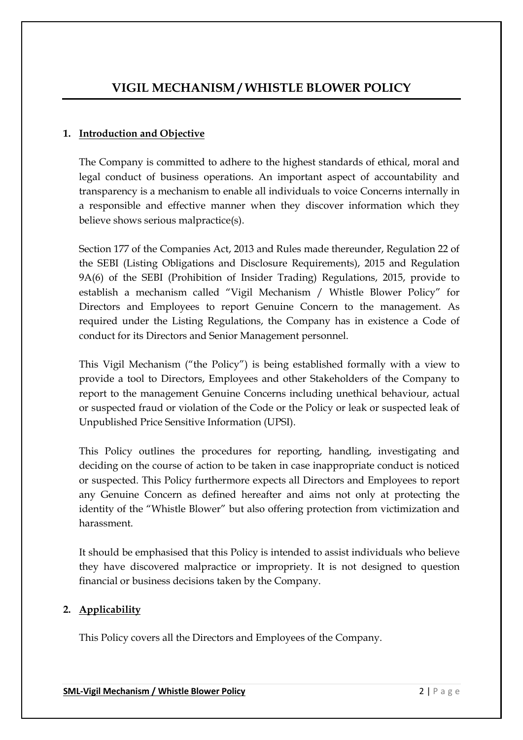# VIGIL MECHANISM / WHISTLE BLOWER POLICY

## 1. Introduction and Objective

The Company is committed to adhere to the highest standards of ethical, moral and legal conduct of business operations. An important aspect of accountability and transparency is a mechanism to enable all individuals to voice Concerns internally in a responsible and effective manner when they discover information which they believe shows serious malpractice(s).

Section 177 of the Companies Act, 2013 and Rules made thereunder, Regulation 22 of the SEBI (Listing Obligations and Disclosure Requirements), 2015 and Regulation 9A(6) of the SEBI (Prohibition of Insider Trading) Regulations, 2015, provide to establish a mechanism called "Vigil Mechanism / Whistle Blower Policy" for Directors and Employees to report Genuine Concern to the management. As required under the Listing Regulations, the Company has in existence a Code of conduct for its Directors and Senior Management personnel.

This Vigil Mechanism ("the Policy") is being established formally with a view to provide a tool to Directors, Employees and other Stakeholders of the Company to report to the management Genuine Concerns including unethical behaviour, actual or suspected fraud or violation of the Code or the Policy or leak or suspected leak of Unpublished Price Sensitive Information (UPSI).

This Policy outlines the procedures for reporting, handling, investigating and deciding on the course of action to be taken in case inappropriate conduct is noticed or suspected. This Policy furthermore expects all Directors and Employees to report any Genuine Concern as defined hereafter and aims not only at protecting the identity of the "Whistle Blower" but also offering protection from victimization and harassment.

It should be emphasised that this Policy is intended to assist individuals who believe they have discovered malpractice or impropriety. It is not designed to question financial or business decisions taken by the Company.

## 2. Applicability

This Policy covers all the Directors and Employees of the Company.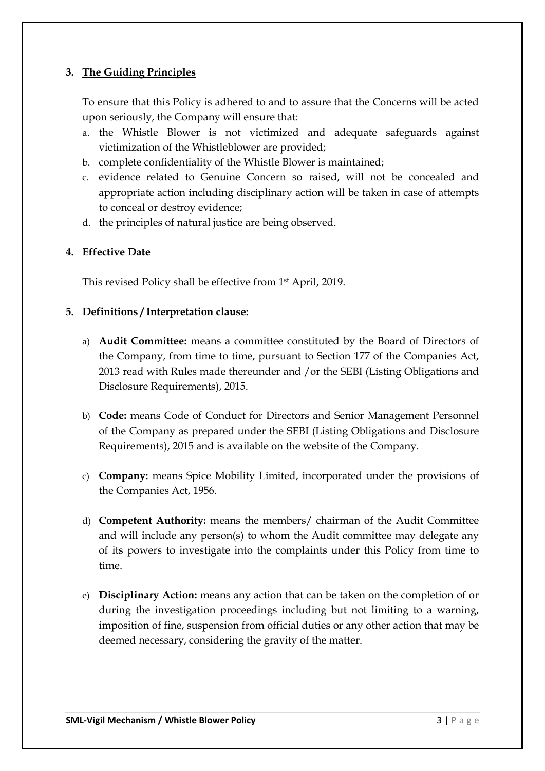## 3. The Guiding Principles

To ensure that this Policy is adhered to and to assure that the Concerns will be acted upon seriously, the Company will ensure that:

a. the Whistle Blower is not victimized and adequate safeguards against victimization of the Whistleblower are provided;
b. complete confidentiality of the Whistle Blower is maintained;
c. evidence related to Genuine Concern so raised, will not be concealed and appropriate action including disciplinary action will be taken in case of attempts to conceal or destroy evidence;
d. the principles of natural justice are being observed.

## 4. Effective Date

This revised Policy shall be effective from 1st April, 2019.

## 5. Definitions / Interpretation clause:

a) **Audit Committee:** means a committee constituted by the Board of Directors of the Company, from time to time, pursuant to Section 177 of the Companies Act, 2013 read with Rules made thereunder and /or the SEBI (Listing Obligations and Disclosure Requirements), 2015.

b) **Code:** means Code of Conduct for Directors and Senior Management Personnel of the Company as prepared under the SEBI (Listing Obligations and Disclosure Requirements), 2015 and is available on the website of the Company.

c) **Company:** means Spice Mobility Limited, incorporated under the provisions of the Companies Act, 1956.

d) **Competent Authority:** means the members/ chairman of the Audit Committee and will include any person(s) to whom the Audit committee may delegate any of its powers to investigate into the complaints under this Policy from time to time.

e) **Disciplinary Action:** means any action that can be taken on the completion of or during the investigation proceedings including but not limiting to a warning, imposition of fine, suspension from official duties or any other action that may be deemed necessary, considering the gravity of the matter.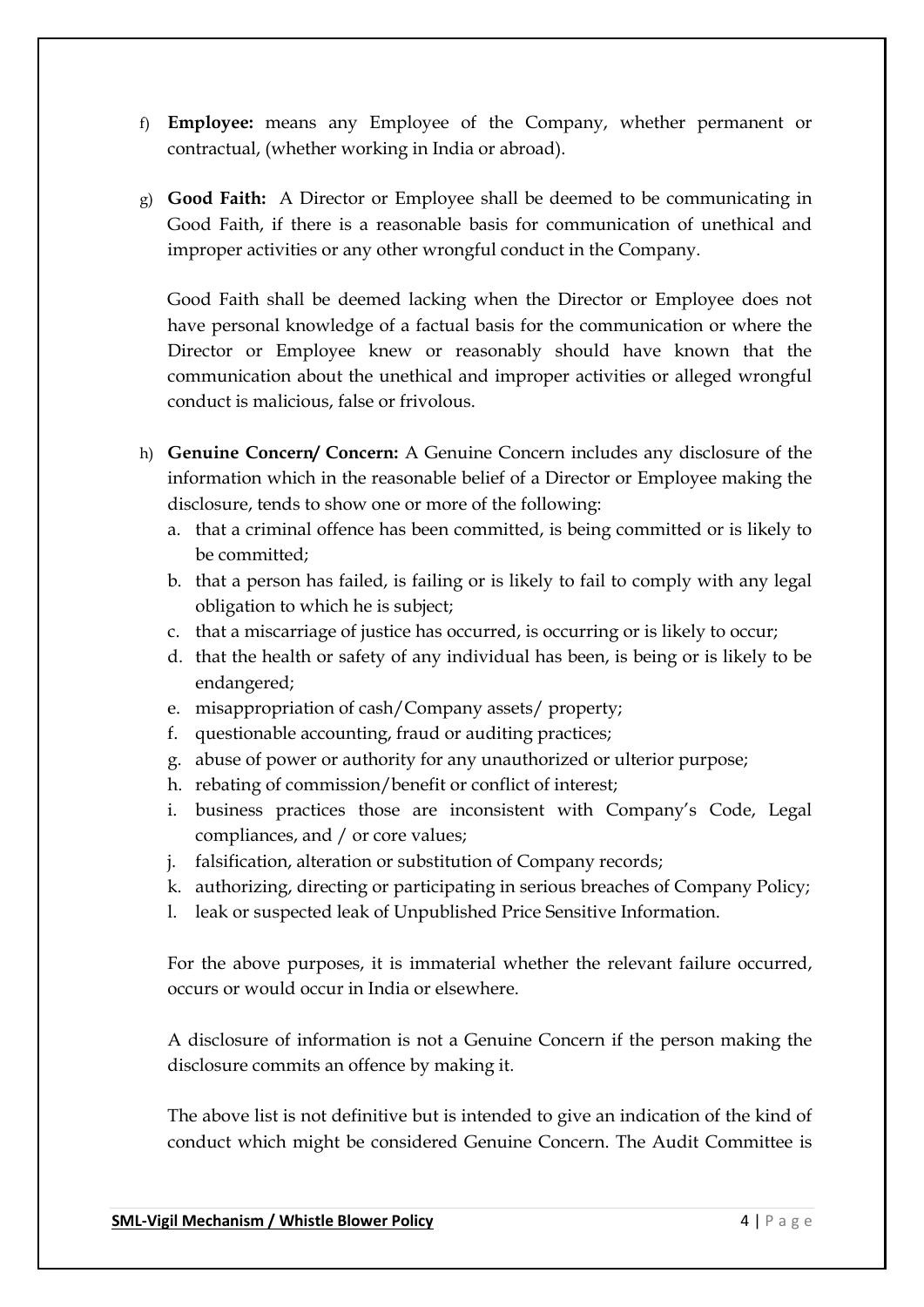f) **Employee:** means any Employee of the Company, whether permanent or contractual, (whether working in India or abroad).

g) **Good Faith:** A Director or Employee shall be deemed to be communicating in Good Faith, if there is a reasonable basis for communication of unethical and improper activities or any other wrongful conduct in the Company.

   Good Faith shall be deemed lacking when the Director or Employee does not have personal knowledge of a factual basis for the communication or where the Director or Employee knew or reasonably should have known that the communication about the unethical and improper activities or alleged wrongful conduct is malicious, false or frivolous.

h) **Genuine Concern/ Concern:** A Genuine Concern includes any disclosure of the information which in the reasonable belief of a Director or Employee making the disclosure, tends to show one or more of the following:

   a. that a criminal offence has been committed, is being committed or is likely to be committed;
   b. that a person has failed, is failing or is likely to fail to comply with any legal obligation to which he is subject;
   c. that a miscarriage of justice has occurred, is occurring or is likely to occur;
   d. that the health or safety of any individual has been, is being or is likely to be endangered;
   e. misappropriation of cash/Company assets/ property;
   f. questionable accounting, fraud or auditing practices;
   g. abuse of power or authority for any unauthorized or ulterior purpose;
   h. rebating of commission/benefit or conflict of interest;
   i. business practices those are inconsistent with Company's Code, Legal compliances, and / or core values;
   j. falsification, alteration or substitution of Company records;
   k. authorizing, directing or participating in serious breaches of Company Policy;
   l. leak or suspected leak of Unpublished Price Sensitive Information.

   For the above purposes, it is immaterial whether the relevant failure occurred, occurs or would occur in India or elsewhere.

   A disclosure of information is not a Genuine Concern if the person making the disclosure commits an offence by making it.

   The above list is not definitive but is intended to give an indication of the kind of conduct which might be considered Genuine Concern. The Audit Committee is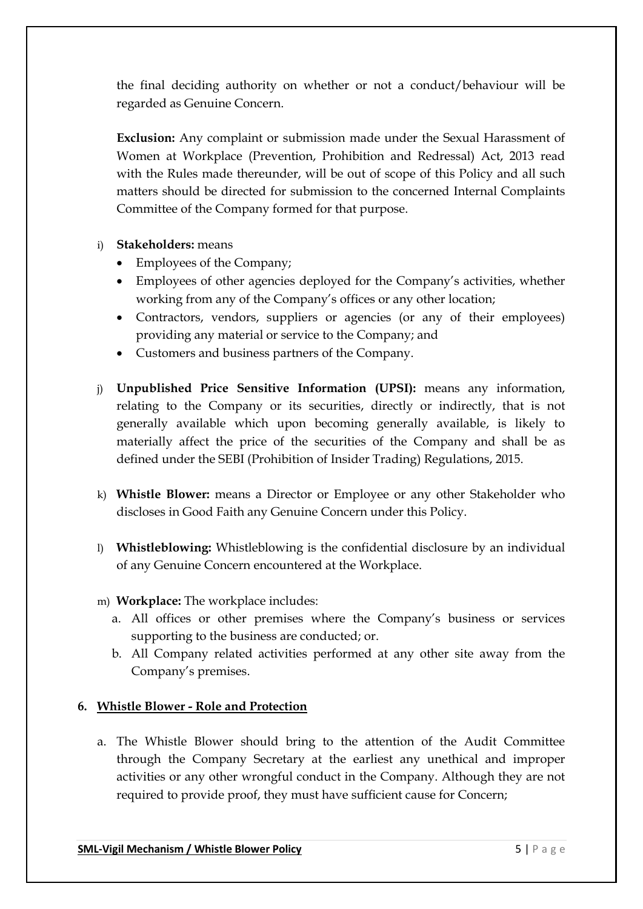the final deciding authority on whether or not a conduct/behaviour will be regarded as Genuine Concern.

**Exclusion:** Any complaint or submission made under the Sexual Harassment of Women at Workplace (Prevention, Prohibition and Redressal) Act, 2013 read with the Rules made thereunder, will be out of scope of this Policy and all such matters should be directed for submission to the concerned Internal Complaints Committee of the Company formed for that purpose.

i) **Stakeholders:** means
   - Employees of the Company;
   - Employees of other agencies deployed for the Company's activities, whether working from any of the Company's offices or any other location;
   - Contractors, vendors, suppliers or agencies (or any of their employees) providing any material or service to the Company; and
   - Customers and business partners of the Company.

j) **Unpublished Price Sensitive Information (UPSI):** means any information, relating to the Company or its securities, directly or indirectly, that is not generally available which upon becoming generally available, is likely to materially affect the price of the securities of the Company and shall be as defined under the SEBI (Prohibition of Insider Trading) Regulations, 2015.

k) **Whistle Blower:** means a Director or Employee or any other Stakeholder who discloses in Good Faith any Genuine Concern under this Policy.

l) **Whistleblowing:** Whistleblowing is the confidential disclosure by an individual of any Genuine Concern encountered at the Workplace.

m) **Workplace:** The workplace includes:
   a. All offices or other premises where the Company's business or services supporting to the business are conducted; or.
   b. All Company related activities performed at any other site away from the Company's premises.

## 6. Whistle Blower - Role and Protection

a. The Whistle Blower should bring to the attention of the Audit Committee through the Company Secretary at the earliest any unethical and improper activities or any other wrongful conduct in the Company. Although they are not required to provide proof, they must have sufficient cause for Concern;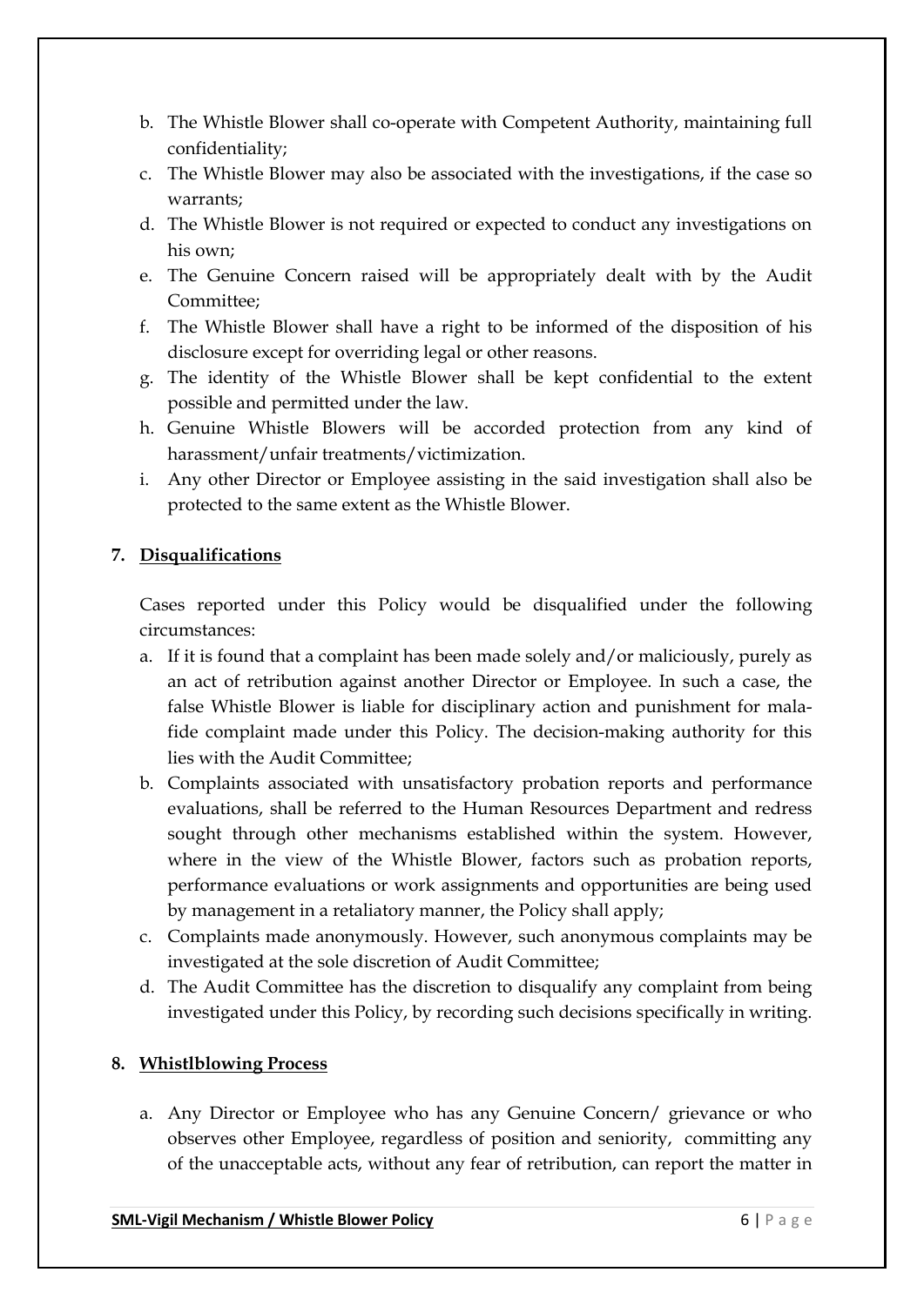b. The Whistle Blower shall co-operate with Competent Authority, maintaining full confidentiality;
c. The Whistle Blower may also be associated with the investigations, if the case so warrants;
d. The Whistle Blower is not required or expected to conduct any investigations on his own;
e. The Genuine Concern raised will be appropriately dealt with by the Audit Committee;
f. The Whistle Blower shall have a right to be informed of the disposition of his disclosure except for overriding legal or other reasons.
g. The identity of the Whistle Blower shall be kept confidential to the extent possible and permitted under the law.
h. Genuine Whistle Blowers will be accorded protection from any kind of harassment/unfair treatments/victimization.
i. Any other Director or Employee assisting in the said investigation shall also be protected to the same extent as the Whistle Blower.

## 7. Disqualifications

Cases reported under this Policy would be disqualified under the following circumstances:

a. If it is found that a complaint has been made solely and/or maliciously, purely as an act of retribution against another Director or Employee. In such a case, the false Whistle Blower is liable for disciplinary action and punishment for mala-fide complaint made under this Policy. The decision-making authority for this lies with the Audit Committee;
b. Complaints associated with unsatisfactory probation reports and performance evaluations, shall be referred to the Human Resources Department and redress sought through other mechanisms established within the system. However, where in the view of the Whistle Blower, factors such as probation reports, performance evaluations or work assignments and opportunities are being used by management in a retaliatory manner, the Policy shall apply;
c. Complaints made anonymously. However, such anonymous complaints may be investigated at the sole discretion of Audit Committee;
d. The Audit Committee has the discretion to disqualify any complaint from being investigated under this Policy, by recording such decisions specifically in writing.

## 8. Whistlblowing Process

a. Any Director or Employee who has any Genuine Concern/ grievance or who observes other Employee, regardless of position and seniority, committing any of the unacceptable acts, without any fear of retribution, can report the matter in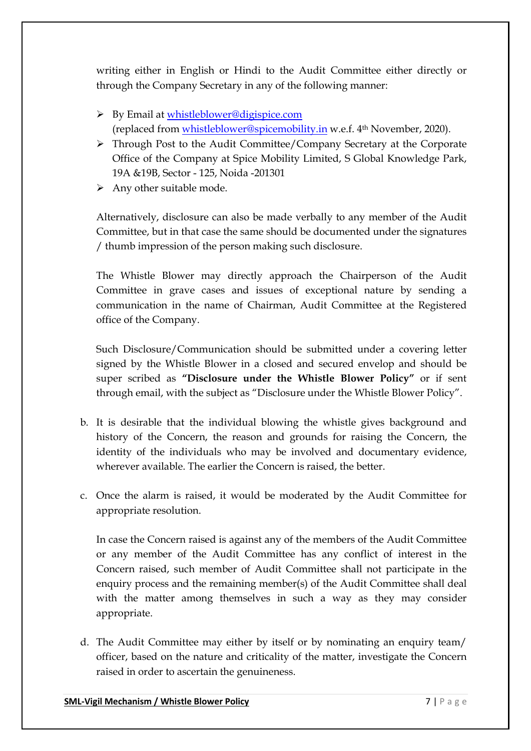writing either in English or Hindi to the Audit Committee either directly or through the Company Secretary in any of the following manner:

- By Email at whistleblower@digispice.com (replaced from whistleblower@spicemobility.in w.e.f. 4th November, 2020).
- Through Post to the Audit Committee/Company Secretary at the Corporate Office of the Company at Spice Mobility Limited, S Global Knowledge Park, 19A &19B, Sector - 125, Noida -201301
- Any other suitable mode.

Alternatively, disclosure can also be made verbally to any member of the Audit Committee, but in that case the same should be documented under the signatures / thumb impression of the person making such disclosure.

The Whistle Blower may directly approach the Chairperson of the Audit Committee in grave cases and issues of exceptional nature by sending a communication in the name of Chairman, Audit Committee at the Registered office of the Company.

Such Disclosure/Communication should be submitted under a covering letter signed by the Whistle Blower in a closed and secured envelop and should be super scribed as **"Disclosure under the Whistle Blower Policy"** or if sent through email, with the subject as "Disclosure under the Whistle Blower Policy".

b. It is desirable that the individual blowing the whistle gives background and history of the Concern, the reason and grounds for raising the Concern, the identity of the individuals who may be involved and documentary evidence, wherever available. The earlier the Concern is raised, the better.

c. Once the alarm is raised, it would be moderated by the Audit Committee for appropriate resolution.

   In case the Concern raised is against any of the members of the Audit Committee or any member of the Audit Committee has any conflict of interest in the Concern raised, such member of Audit Committee shall not participate in the enquiry process and the remaining member(s) of the Audit Committee shall deal with the matter among themselves in such a way as they may consider appropriate.

d. The Audit Committee may either by itself or by nominating an enquiry team/ officer, based on the nature and criticality of the matter, investigate the Concern raised in order to ascertain the genuineness.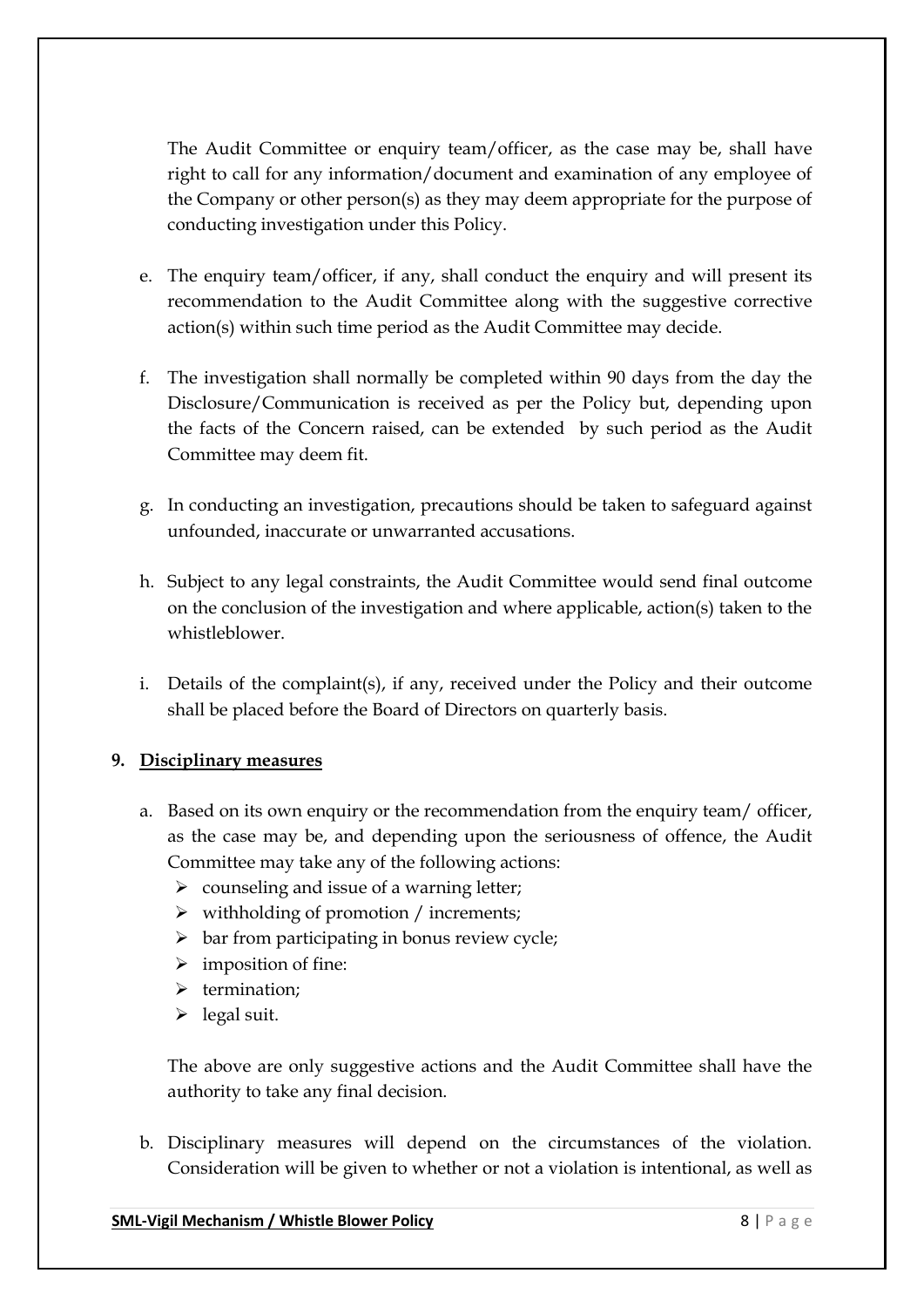The Audit Committee or enquiry team/officer, as the case may be, shall have right to call for any information/document and examination of any employee of the Company or other person(s) as they may deem appropriate for the purpose of conducting investigation under this Policy.

e. The enquiry team/officer, if any, shall conduct the enquiry and will present its recommendation to the Audit Committee along with the suggestive corrective action(s) within such time period as the Audit Committee may decide.

f. The investigation shall normally be completed within 90 days from the day the Disclosure/Communication is received as per the Policy but, depending upon the facts of the Concern raised, can be extended by such period as the Audit Committee may deem fit.

g. In conducting an investigation, precautions should be taken to safeguard against unfounded, inaccurate or unwarranted accusations.

h. Subject to any legal constraints, the Audit Committee would send final outcome on the conclusion of the investigation and where applicable, action(s) taken to the whistleblower.

i. Details of the complaint(s), if any, received under the Policy and their outcome shall be placed before the Board of Directors on quarterly basis.

**9. <u>Disciplinary measures</u>**

a. Based on its own enquiry or the recommendation from the enquiry team/ officer, as the case may be, and depending upon the seriousness of offence, the Audit Committee may take any of the following actions:
   - counseling and issue of a warning letter;
   - withholding of promotion / increments;
   - bar from participating in bonus review cycle;
   - imposition of fine:
   - termination;
   - legal suit.

   The above are only suggestive actions and the Audit Committee shall have the authority to take any final decision.

b. Disciplinary measures will depend on the circumstances of the violation. Consideration will be given to whether or not a violation is intentional, as well as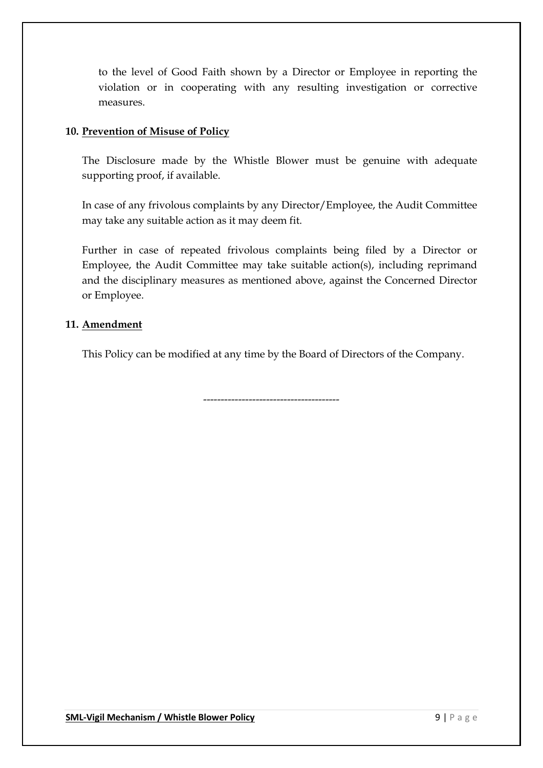to the level of Good Faith shown by a Director or Employee in reporting the violation or in cooperating with any resulting investigation or corrective measures.

**10. Prevention of Misuse of Policy**

The Disclosure made by the Whistle Blower must be genuine with adequate supporting proof, if available.

In case of any frivolous complaints by any Director/Employee, the Audit Committee may take any suitable action as it may deem fit.

Further in case of repeated frivolous complaints being filed by a Director or Employee, the Audit Committee may take suitable action(s), including reprimand and the disciplinary measures as mentioned above, against the Concerned Director or Employee.

**11. Amendment**

This Policy can be modified at any time by the Board of Directors of the Company.

--------------------------------------